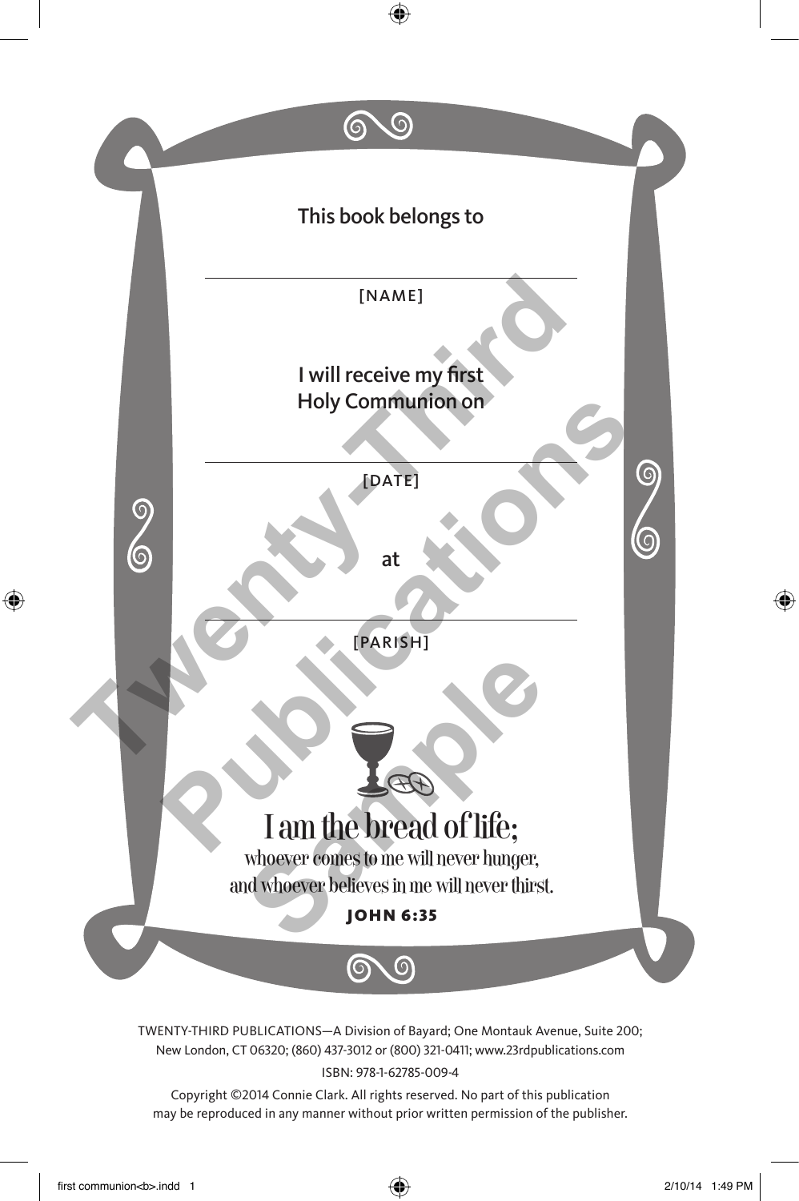This book belongs to

______________________________

[NAME]

I will receive my first
Holy Communion on

______________________________

[DATE]

at

______________________________

[PARISH]

I am the bread of life;
whoever comes to me will never hunger,
and whoever believes in me will never thirst.

**JOHN 6:35**

TWENTY-THIRD PUBLICATIONS—A Division of Bayard; One Montauk Avenue, Suite 200; New London, CT 06320; (860) 437-3012 or (800) 321-0411; www.23rdpublications.com

ISBN: 978-1-62785-009-4

Copyright ©2014 Connie Clark. All rights reserved. No part of this publication may be reproduced in any manner without prior written permission of the publisher.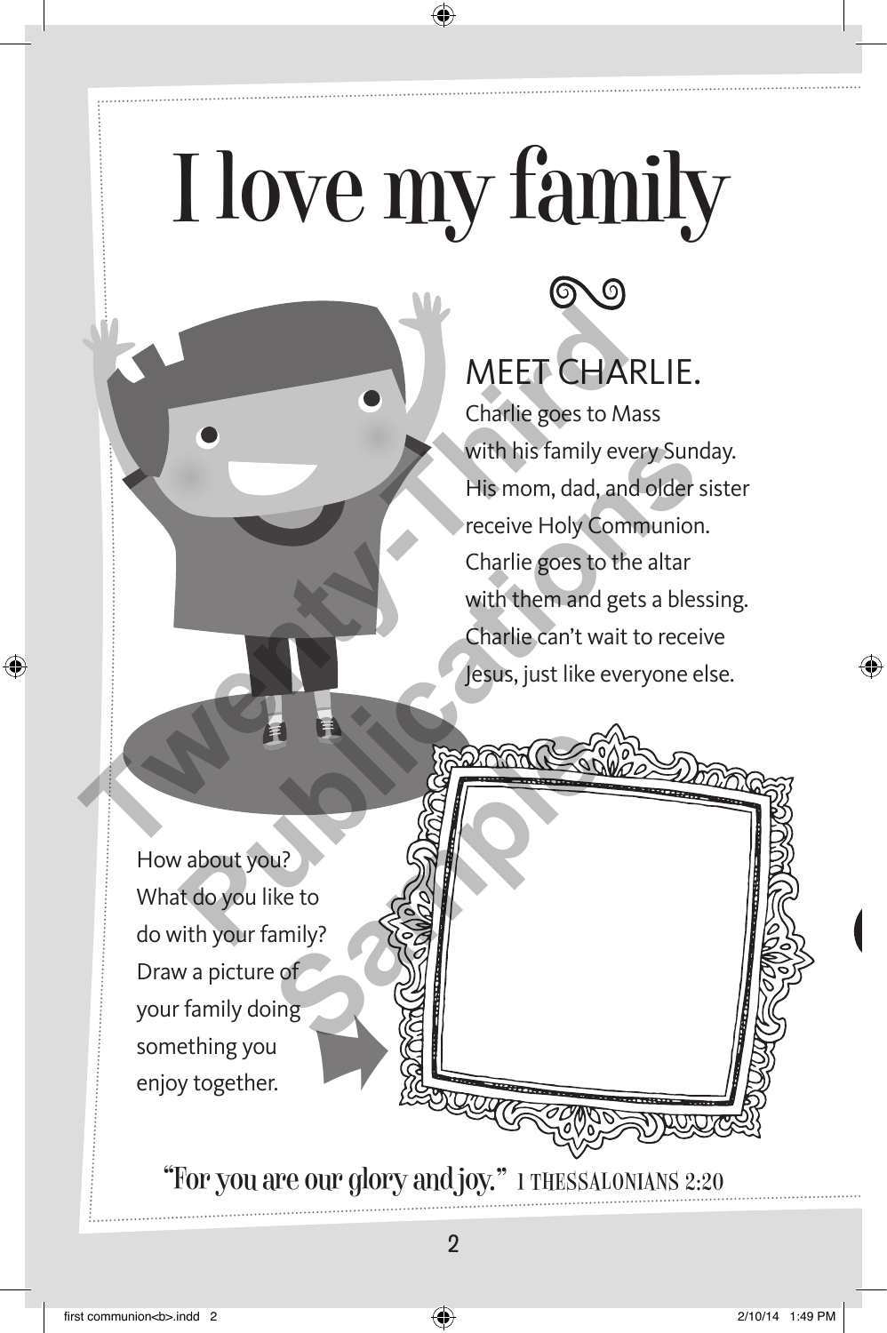# I love my family

## MEET CHARLIE.

Charlie goes to Mass with his family every Sunday. His mom, dad, and older sister receive Holy Communion. Charlie goes to the altar with them and gets a blessing. Charlie can't wait to receive Jesus, just like everyone else.

How about you? What do you like to do with your family? Draw a picture of your family doing something you enjoy together.

"For you are our glory and joy." 1 THESSALONIANS 2:20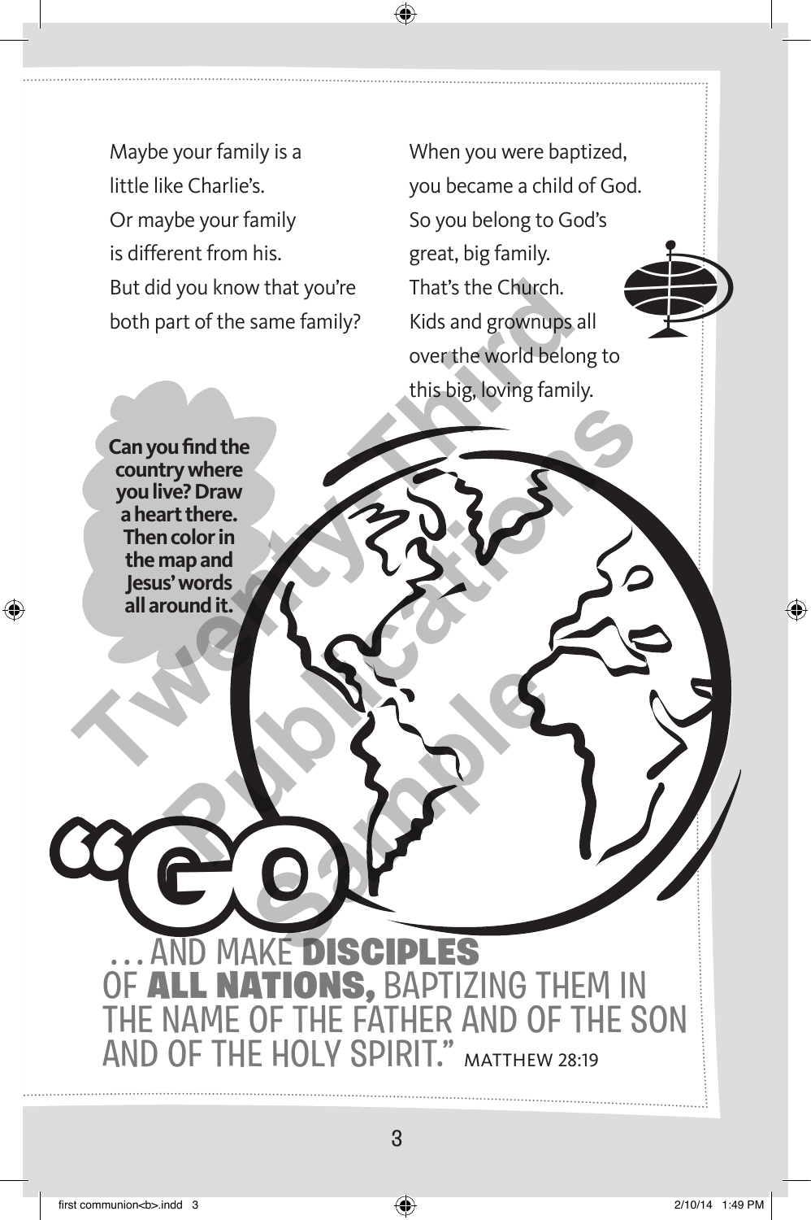Maybe your family is a little like Charlie's. Or maybe your family is different from his. But did you know that you're both part of the same family?

When you were baptized, you became a child of God. So you belong to God's great, big family. That's the Church. Kids and grownups all over the world belong to this big, loving family.

**Can you find the country where you live? Draw a heart there. Then color in the map and Jesus' words all around it.**

"GO . . . AND MAKE **DISCIPLES** OF **ALL NATIONS,** BAPTIZING THEM IN THE NAME OF THE FATHER AND OF THE SON AND OF THE HOLY SPIRIT." MATTHEW 28:19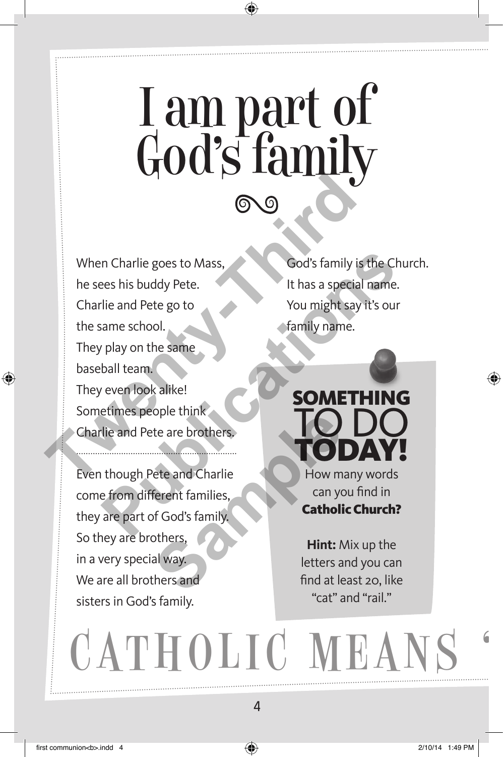# I am part of God's family

When Charlie goes to Mass, he sees his buddy Pete. Charlie and Pete go to the same school. They play on the same baseball team. They even look alike! Sometimes people think Charlie and Pete are brothers.

Even though Pete and Charlie come from different families, they are part of God's family. So they are brothers, in a very special way. We are all brothers and sisters in God's family.

God's family is the Church. It has a special name. You might say it's our family name.

## SOMETHING TO DO TODAY!

How many words can you find in **Catholic Church?**

**Hint:** Mix up the letters and you can find at least 20, like "cat" and "rail."

CATHOLIC MEANS "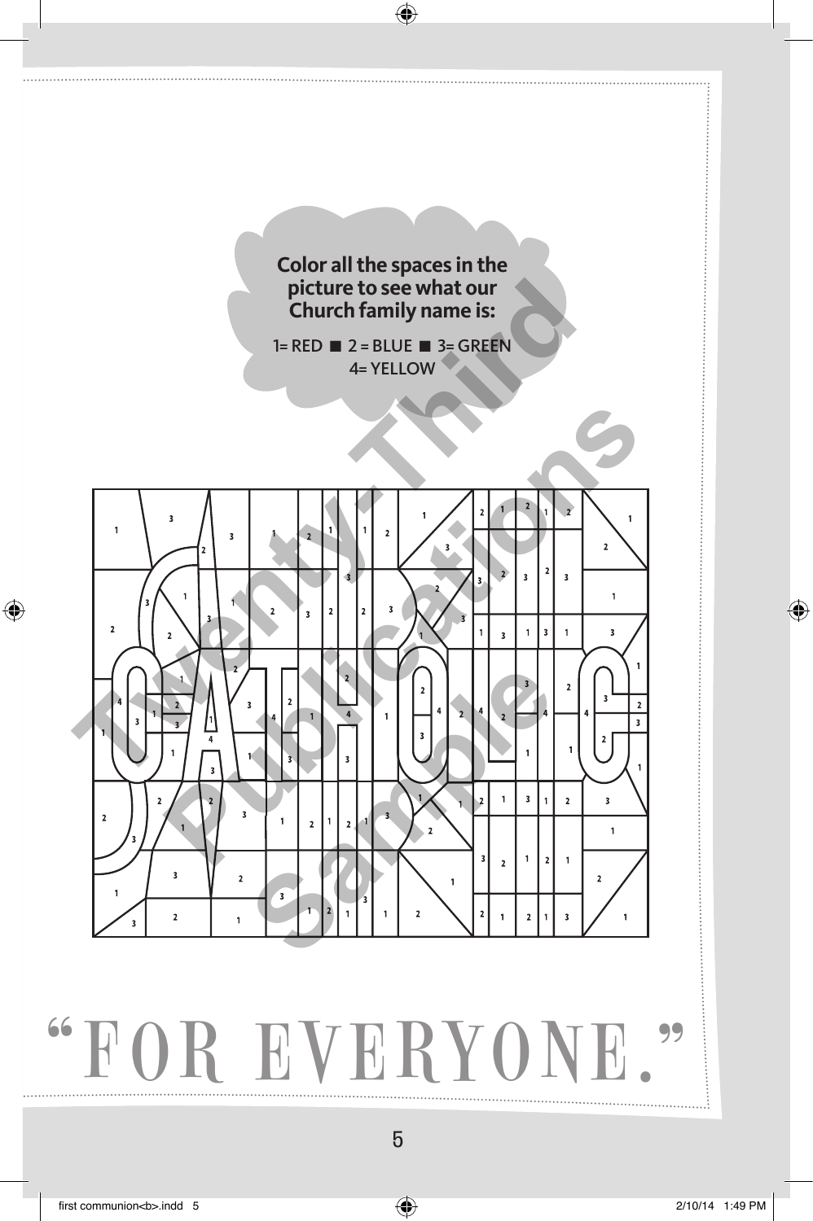**Color all the spaces in the picture to see what our Church family name is:**

1= RED ■ 2 = BLUE ■ 3= GREEN
4= YELLOW

# "FOR EVERYONE."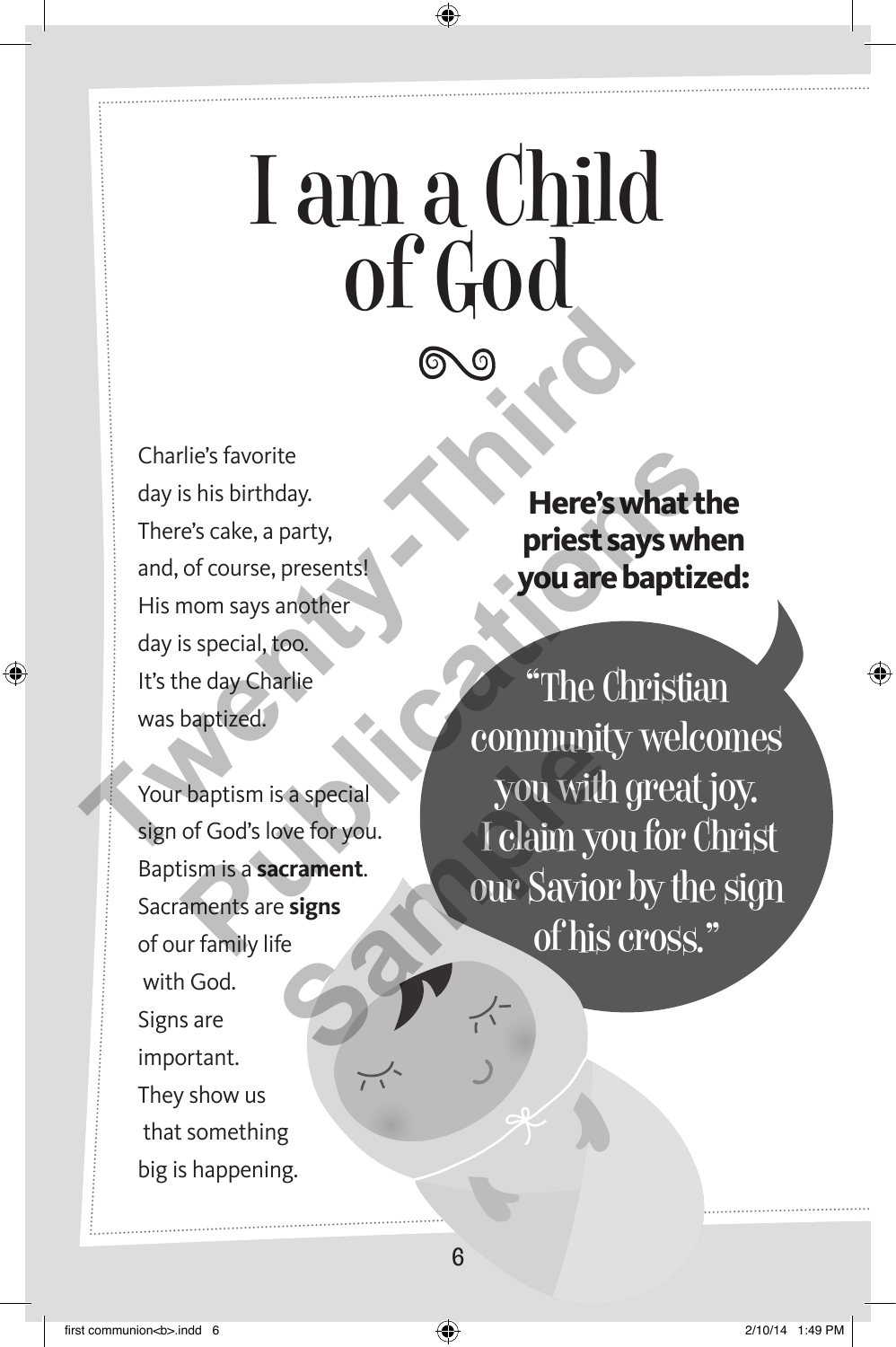# I am a Child of God

Charlie's favorite day is his birthday. There's cake, a party, and, of course, presents! His mom says another day is special, too. It's the day Charlie was baptized.

Your baptism is a special sign of God's love for you. Baptism is a **sacrament**. Sacraments are **signs** of our family life with God. Signs are important. They show us that something big is happening.

**Here's what the priest says when you are baptized:**

"The Christian community welcomes you with great joy. I claim you for Christ our Savior by the sign of his cross."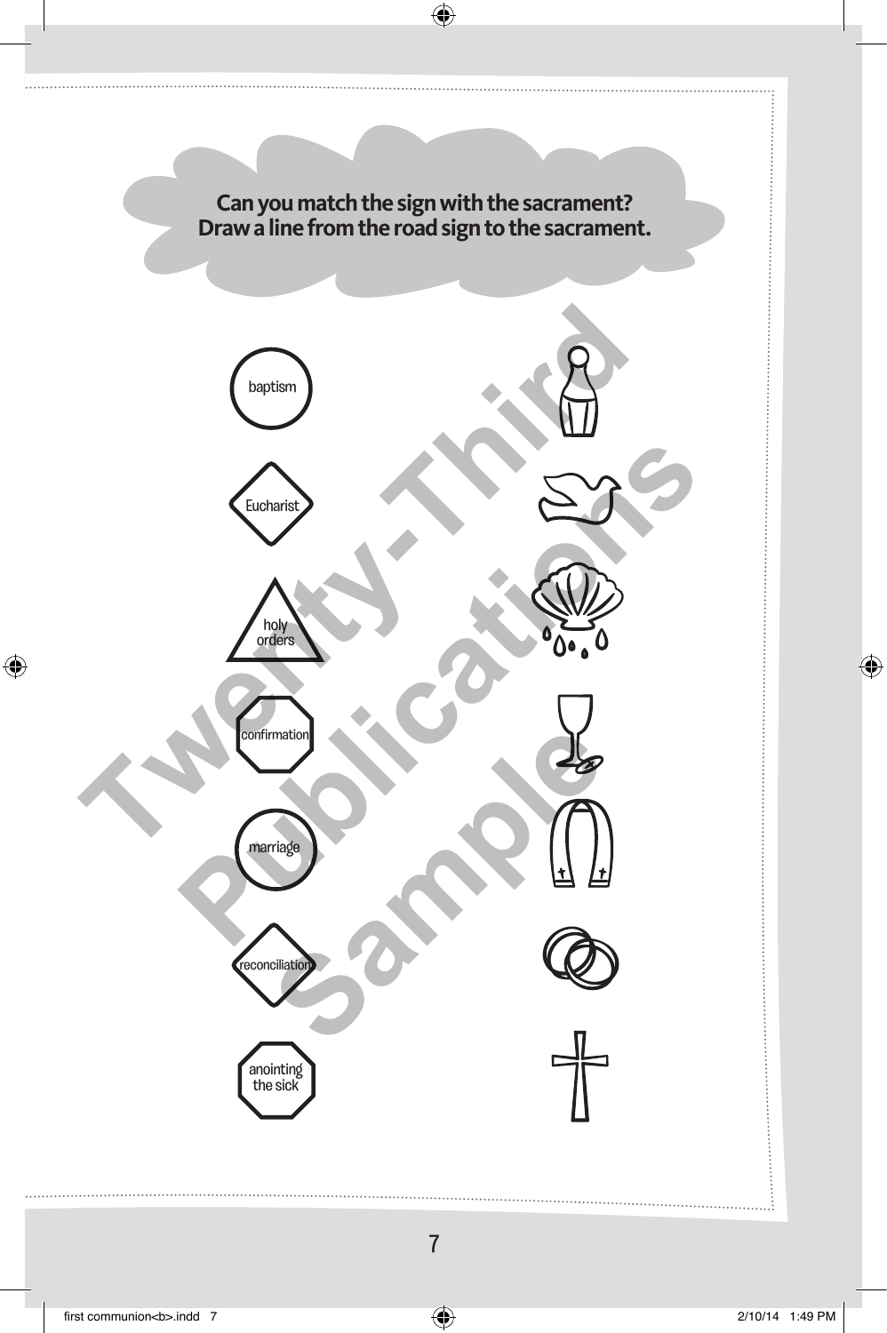**Can you match the sign with the sacrament?**
**Draw a line from the road sign to the sacrament.**

baptism

Eucharist

holy orders

confirmation

marriage

reconciliation

anointing the sick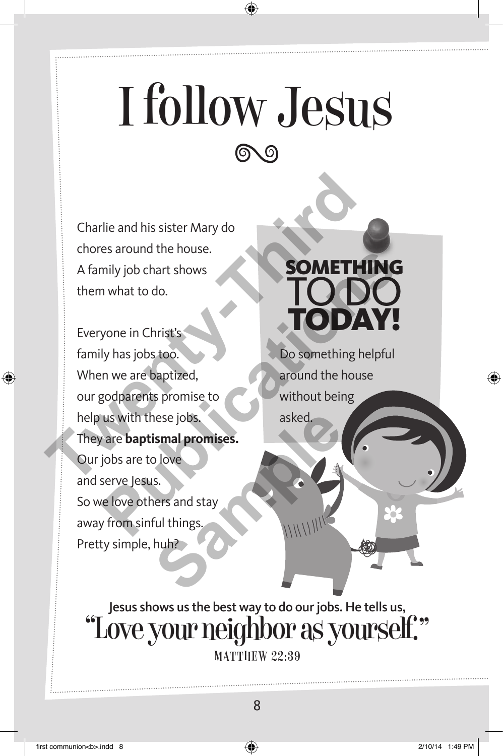# I follow Jesus

Charlie and his sister Mary do chores around the house. A family job chart shows them what to do.

Everyone in Christ's family has jobs too. When we are baptized, our godparents promise to help us with these jobs. They are **baptismal promises.** Our jobs are to love and serve Jesus. So we love others and stay away from sinful things. Pretty simple, huh?

**SOMETHING TO DO TODAY!**

Do something helpful around the house without being asked.

Jesus shows us the best way to do our jobs. He tells us,

"Love your neighbor as yourself."

MATTHEW 22:39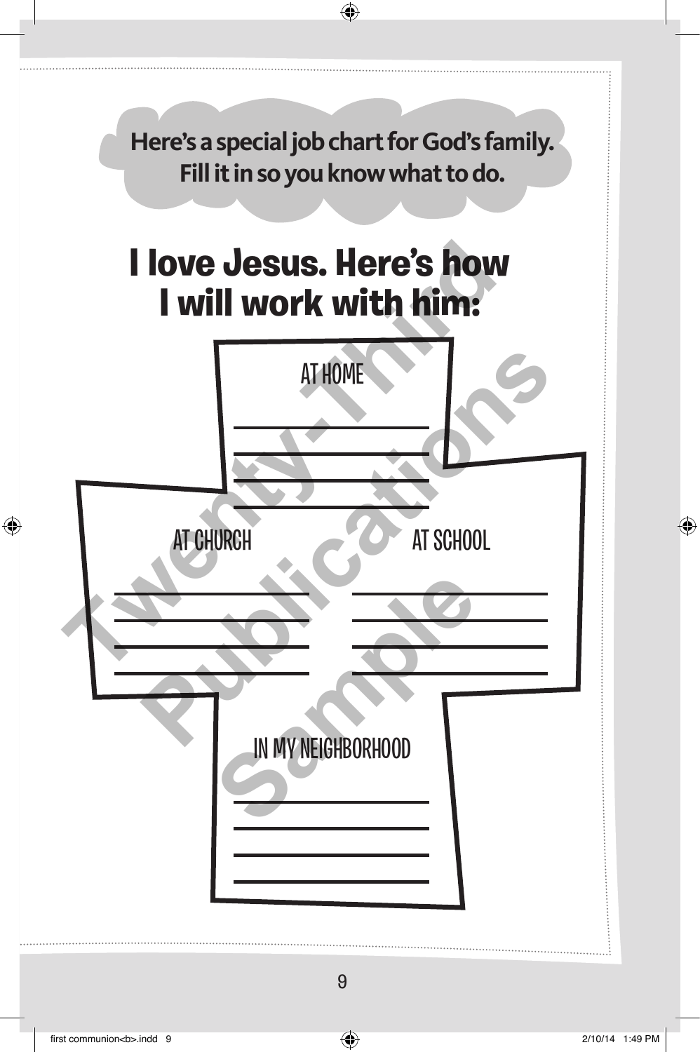**Here's a special job chart for God's family. Fill it in so you know what to do.**

# I love Jesus. Here's how I will work with him:

AT HOME

\_\_\_\_\_\_\_\_\_\_\_\_\_\_\_\_\_\_\_\_

\_\_\_\_\_\_\_\_\_\_\_\_\_\_\_\_\_\_\_\_

\_\_\_\_\_\_\_\_\_\_\_\_\_\_\_\_\_\_\_\_

\_\_\_\_\_\_\_\_\_\_\_\_\_\_\_\_\_\_\_\_

AT CHURCH

\_\_\_\_\_\_\_\_\_\_\_\_\_\_\_\_\_\_\_\_

\_\_\_\_\_\_\_\_\_\_\_\_\_\_\_\_\_\_\_\_

\_\_\_\_\_\_\_\_\_\_\_\_\_\_\_\_\_\_\_\_

\_\_\_\_\_\_\_\_\_\_\_\_\_\_\_\_\_\_\_\_

AT SCHOOL

\_\_\_\_\_\_\_\_\_\_\_\_\_\_\_\_\_\_\_\_

\_\_\_\_\_\_\_\_\_\_\_\_\_\_\_\_\_\_\_\_

\_\_\_\_\_\_\_\_\_\_\_\_\_\_\_\_\_\_\_\_

\_\_\_\_\_\_\_\_\_\_\_\_\_\_\_\_\_\_\_\_

IN MY NEIGHBORHOOD

\_\_\_\_\_\_\_\_\_\_\_\_\_\_\_\_\_\_\_\_

\_\_\_\_\_\_\_\_\_\_\_\_\_\_\_\_\_\_\_\_

\_\_\_\_\_\_\_\_\_\_\_\_\_\_\_\_\_\_\_\_

\_\_\_\_\_\_\_\_\_\_\_\_\_\_\_\_\_\_\_\_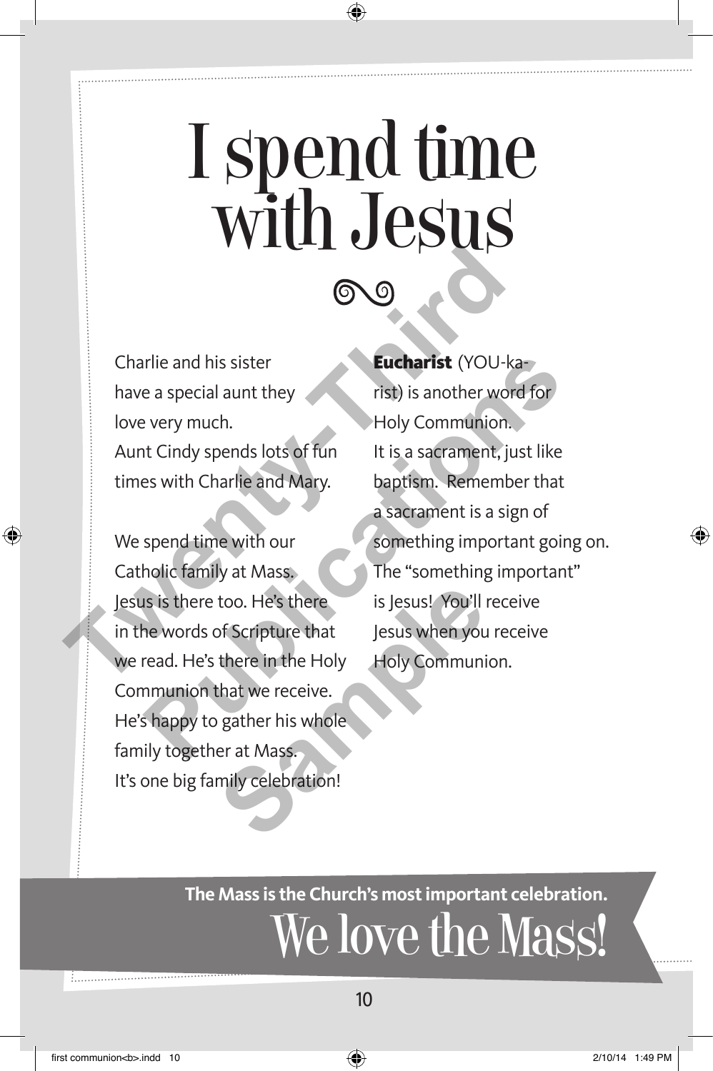# I spend time with Jesus

Charlie and his sister have a special aunt they love very much. Aunt Cindy spends lots of fun times with Charlie and Mary.

We spend time with our Catholic family at Mass. Jesus is there too. He's there in the words of Scripture that we read. He's there in the Holy Communion that we receive. He's happy to gather his whole family together at Mass. It's one big family celebration!

**Eucharist** (YOU-ka-rist) is another word for Holy Communion. It is a sacrament, just like baptism. Remember that a sacrament is a sign of something important going on. The "something important" is Jesus! You'll receive Jesus when you receive Holy Communion.

**The Mass is the Church's most important celebration.**

We love the Mass!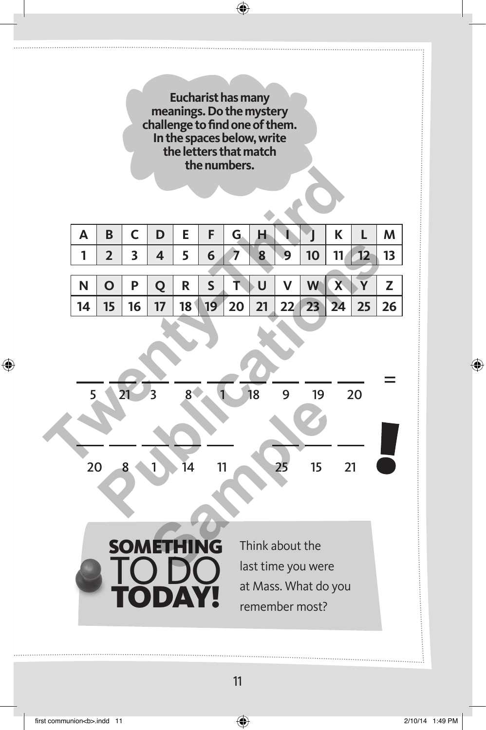Eucharist has many meanings. Do the mystery challenge to find one of them. In the spaces below, write the letters that match the numbers.

| A | B | C | D | E | F | G | H | I | J | K | L | M |
|---|---|---|---|---|---|---|---|---|---|---|---|---|
| 1 | 2 | 3 | 4 | 5 | 6 | 7 | 8 | 9 | 10 | 11 | 12 | 13 |

| N | O | P | Q | R | S | T | U | V | W | X | Y | Z |
|---|---|---|---|---|---|---|---|---|---|---|---|---|
| 14 | 15 | 16 | 17 | 18 | 19 | 20 | 21 | 22 | 23 | 24 | 25 | 26 |

\_\_\_ \_\_\_ \_\_\_ \_\_\_ \_\_\_ \_\_\_ \_\_\_ \_\_\_ \_\_\_ =
5 21 3 8 1 18 9 19 20

\_\_\_ \_\_\_ \_\_\_ \_\_\_ \_\_\_   \_\_\_ \_\_\_ \_\_\_ !
20 8 1 14 11   25 15 21

**SOMETHING TO DO TODAY!**

Think about the last time you were at Mass. What do you remember most?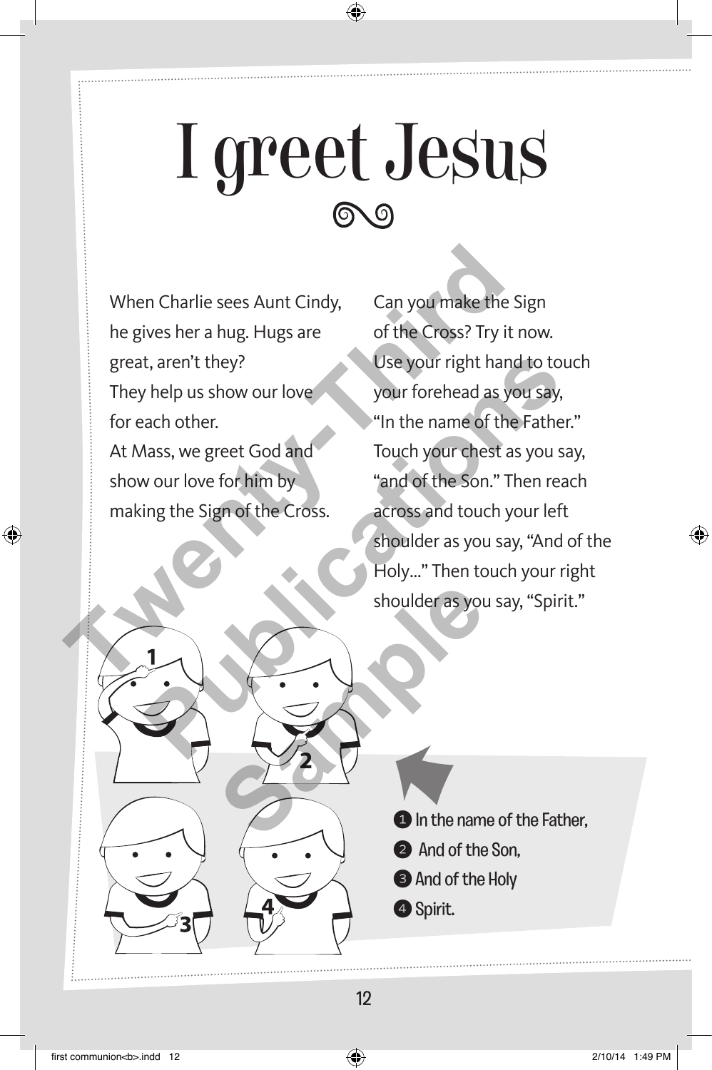# I greet Jesus

When Charlie sees Aunt Cindy, he gives her a hug. Hugs are great, aren't they?
They help us show our love for each other.
At Mass, we greet God and show our love for him by making the Sign of the Cross.

Can you make the Sign of the Cross? Try it now.
Use your right hand to touch your forehead as you say, "In the name of the Father." Touch your chest as you say, "and of the Son." Then reach across and touch your left shoulder as you say, "And of the Holy..." Then touch your right shoulder as you say, "Spirit."

1. In the name of the Father,
2. And of the Son,
3. And of the Holy
4. Spirit.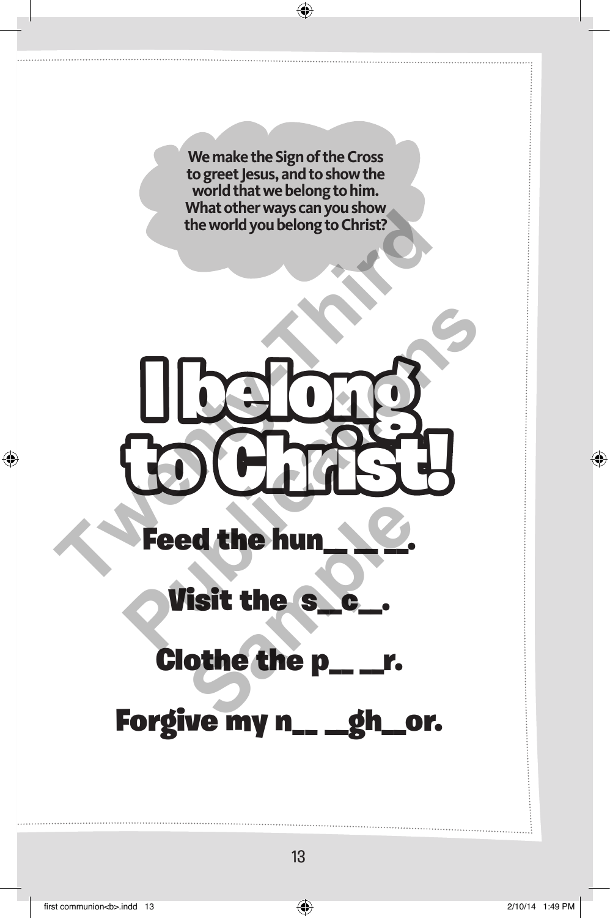We make the Sign of the Cross to greet Jesus, and to show the world that we belong to him. What other ways can you show the world you belong to Christ?

# I belong to Christ!

Feed the hun__ __ __.

Visit the s__c__.

Clothe the p__ __r.

Forgive my n__ __gh__or.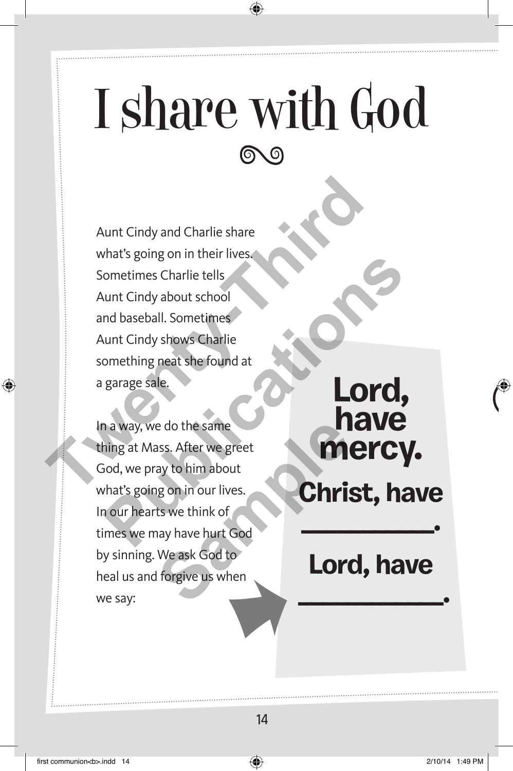# I share with God

Aunt Cindy and Charlie share what's going on in their lives. Sometimes Charlie tells Aunt Cindy about school and baseball. Sometimes Aunt Cindy shows Charlie something neat she found at a garage sale.

In a way, we do the same thing at Mass. After we greet God, we pray to him about what's going on in our lives. In our hearts we think of times we may have hurt God by sinning. We ask God to heal us and forgive us when we say:

**Lord, have mercy.**

**Christ, have ______________.**

**Lord, have ______________.**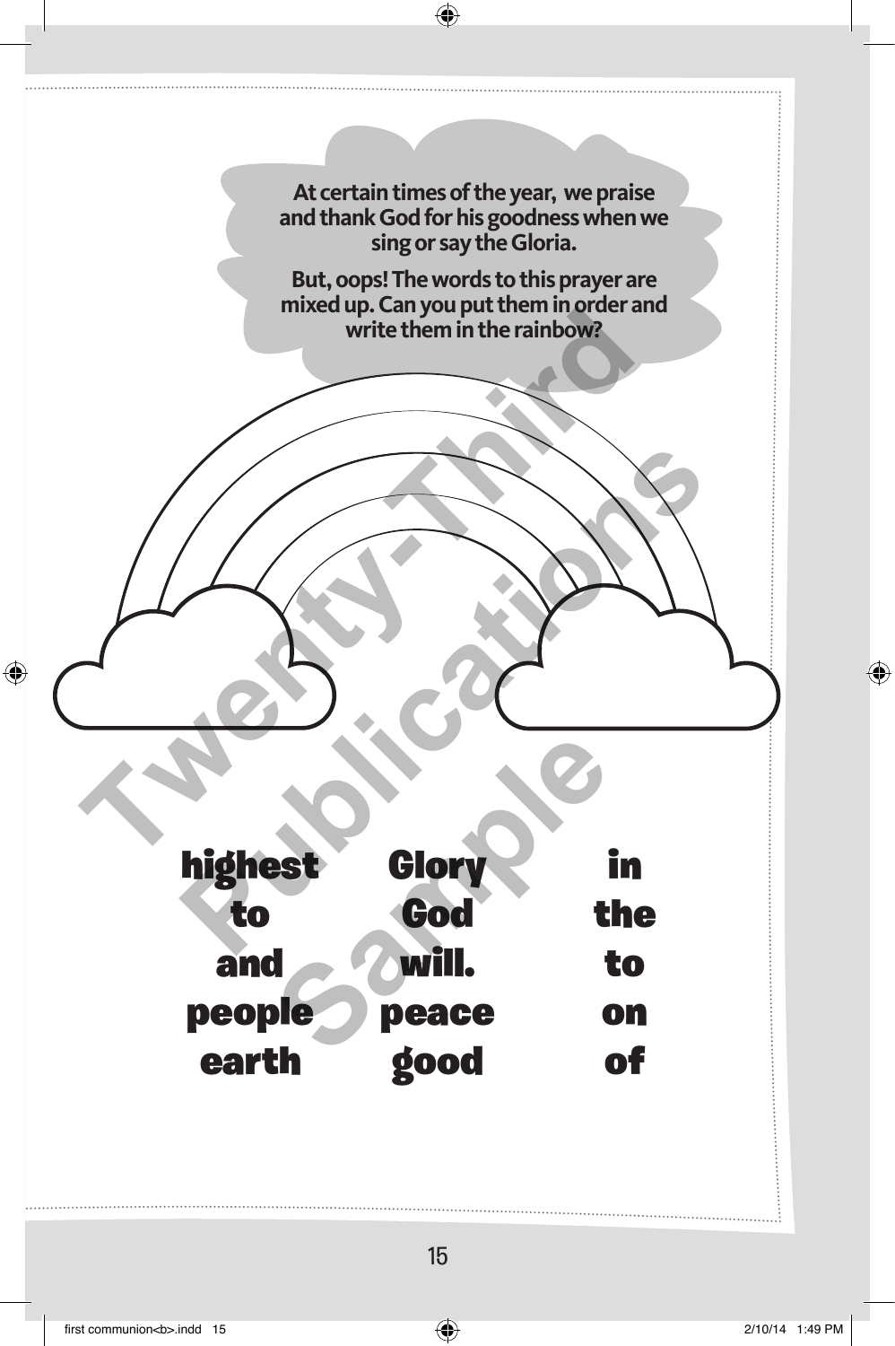At certain times of the year, we praise and thank God for his goodness when we sing or say the Gloria.

But, oops! The words to this prayer are mixed up. Can you put them in order and write them in the rainbow?

| | | |
|---|---|---|
| highest | Glory | in |
| to | God | the |
| and | will. | to |
| people | peace | on |
| earth | good | of |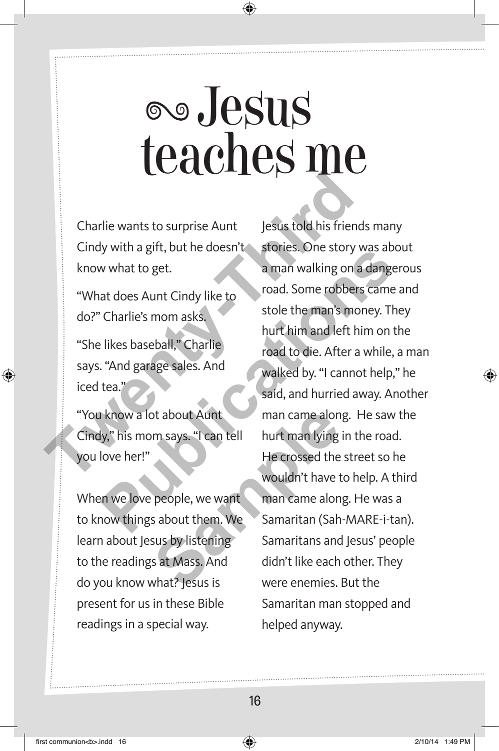# Jesus teaches me

Charlie wants to surprise Aunt Cindy with a gift, but he doesn't know what to get.

"What does Aunt Cindy like to do?" Charlie's mom asks.

"She likes baseball," Charlie says. "And garage sales. And iced tea."

"You know a lot about Aunt Cindy," his mom says. "I can tell you love her!"

When we love people, we want to know things about them. We learn about Jesus by listening to the readings at Mass. And do you know what? Jesus is present for us in these Bible readings in a special way.

Jesus told his friends many stories. One story was about a man walking on a dangerous road. Some robbers came and stole the man's money. They hurt him and left him on the road to die. After a while, a man walked by. "I cannot help," he said, and hurried away. Another man came along. He saw the hurt man lying in the road. He crossed the street so he wouldn't have to help. A third man came along. He was a Samaritan (Sah-MARE-i-tan). Samaritans and Jesus' people didn't like each other. They were enemies. But the Samaritan man stopped and helped anyway.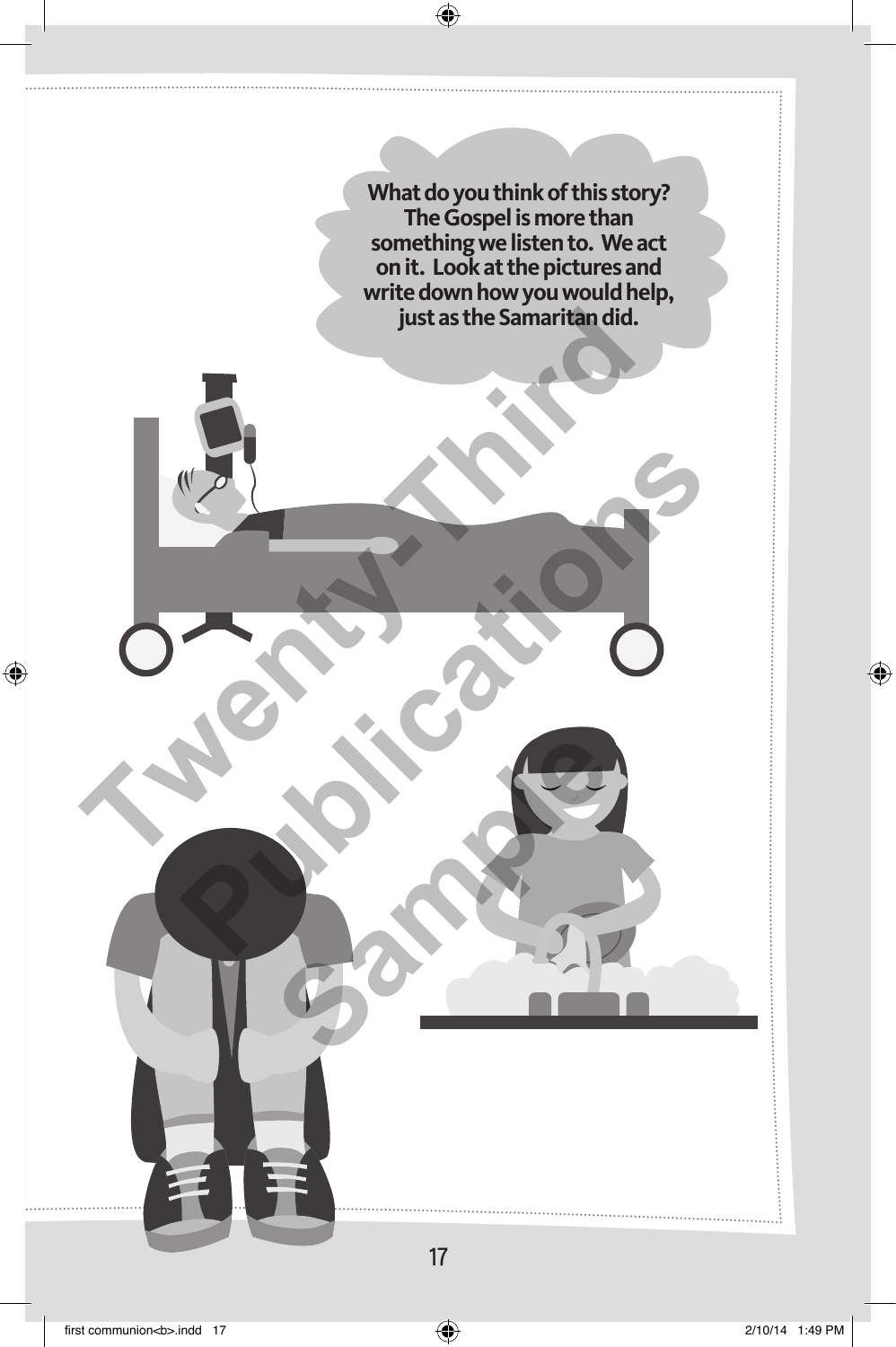What do you think of this story? The Gospel is more than something we listen to. We act on it. Look at the pictures and write down how you would help, just as the Samaritan did.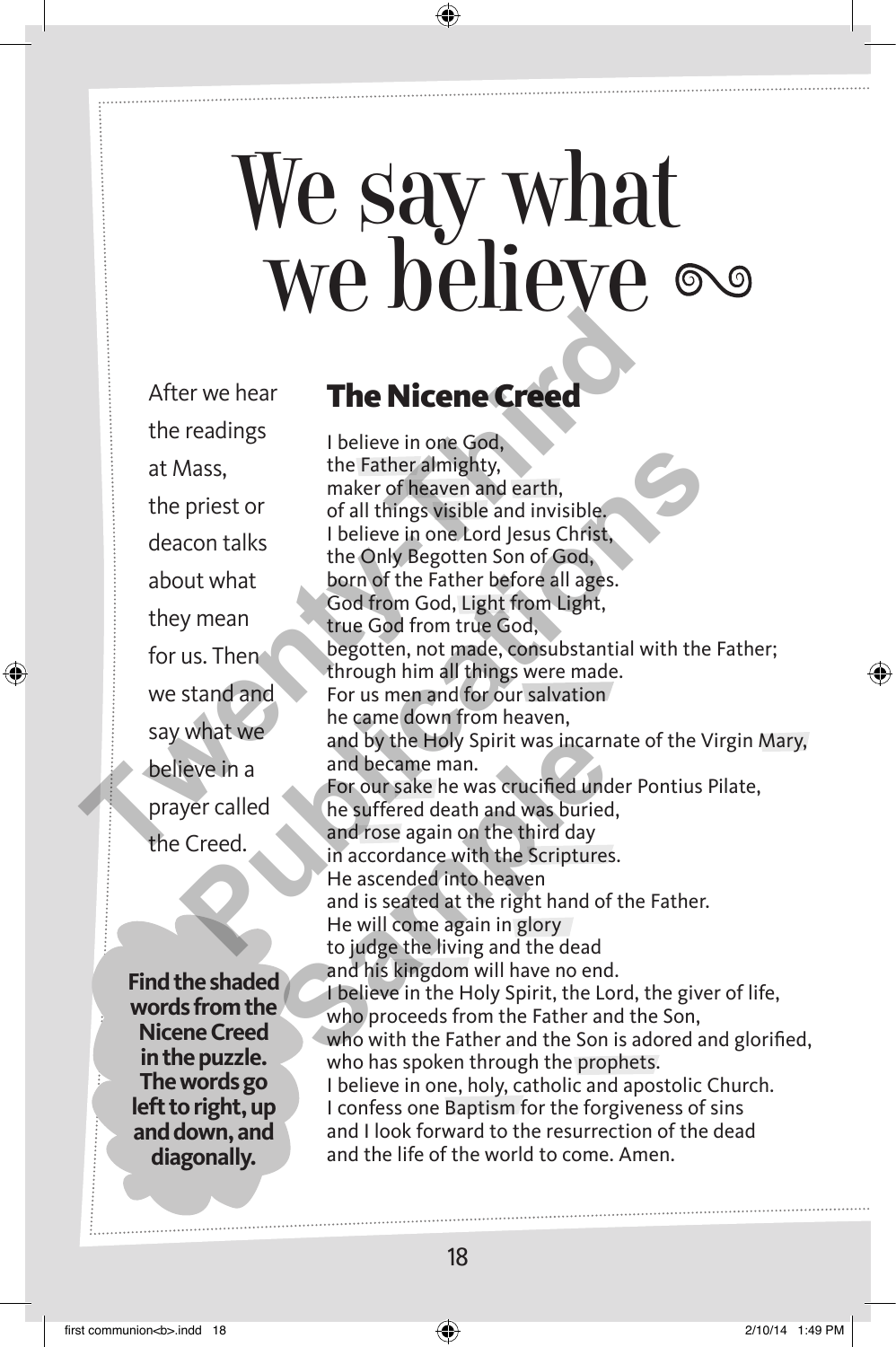# We say what we believe

After we hear the readings at Mass, the priest or deacon talks about what they mean for us. Then we stand and say what we believe in a prayer called the Creed.

**Find the shaded words from the Nicene Creed in the puzzle. The words go left to right, up and down, and diagonally.**

## The Nicene Creed

I believe in one God,
the Father almighty,
maker of heaven and earth,
of all things visible and invisible.
I believe in one Lord Jesus Christ,
the Only Begotten Son of God,
born of the Father before all ages.
God from God, Light from Light,
true God from true God,
begotten, not made, consubstantial with the Father;
through him all things were made.
For us men and for our salvation
he came down from heaven,
and by the Holy Spirit was incarnate of the Virgin Mary,
and became man.
For our sake he was crucified under Pontius Pilate,
he suffered death and was buried,
and rose again on the third day
in accordance with the Scriptures.
He ascended into heaven
and is seated at the right hand of the Father.
He will come again in glory
to judge the living and the dead
and his kingdom will have no end.
I believe in the Holy Spirit, the Lord, the giver of life,
who proceeds from the Father and the Son,
who with the Father and the Son is adored and glorified,
who has spoken through the prophets.
I believe in one, holy, catholic and apostolic Church.
I confess one Baptism for the forgiveness of sins
and I look forward to the resurrection of the dead
and the life of the world to come. Amen.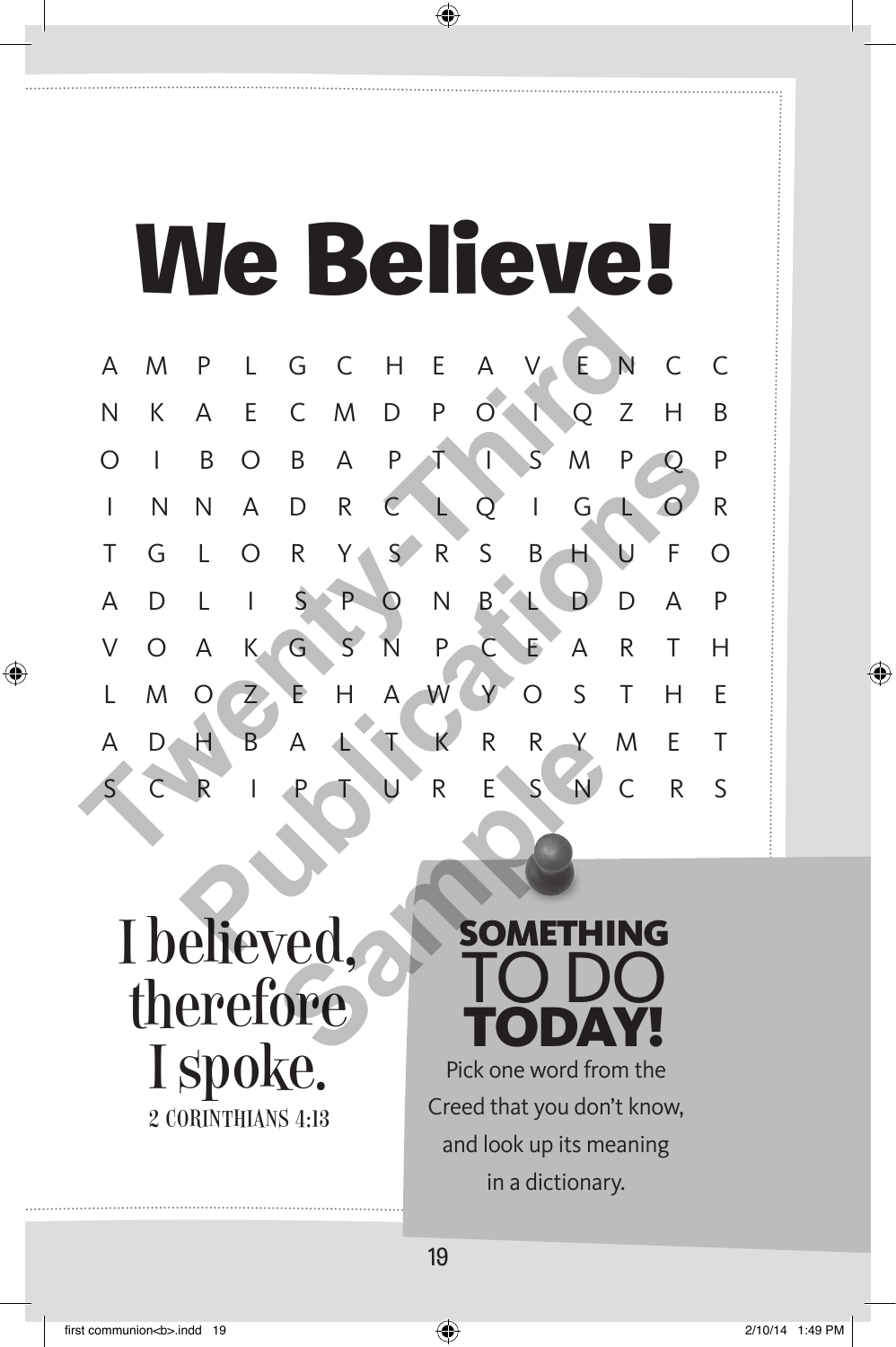# We Believe!

| | | | | | | | | | | | | | |
|---|---|---|---|---|---|---|---|---|---|---|---|---|---|
| A | M | P | L | G | C | H | E | A | V | E | N | C | C |
| N | K | A | E | C | M | D | P | O | I | Q | Z | H | B |
| O | I | B | O | B | A | P | T | I | S | M | P | Q | P |
| I | N | N | A | D | R | C | L | Q | I | G | L | O | R |
| T | G | L | O | R | Y | S | R | S | B | H | U | F | O |
| A | D | L | I | S | P | O | N | B | L | D | D | A | P |
| V | O | A | K | G | S | N | P | C | E | A | R | T | H |
| L | M | O | Z | E | H | A | W | Y | O | S | T | H | E |
| A | D | H | B | A | L | T | K | R | R | Y | M | E | T |
| S | C | R | I | P | T | U | R | E | S | N | C | R | S |

I believed, therefore I spoke.
2 CORINTHIANS 4:13

## SOMETHING TO DO TODAY!

Pick one word from the Creed that you don't know, and look up its meaning in a dictionary.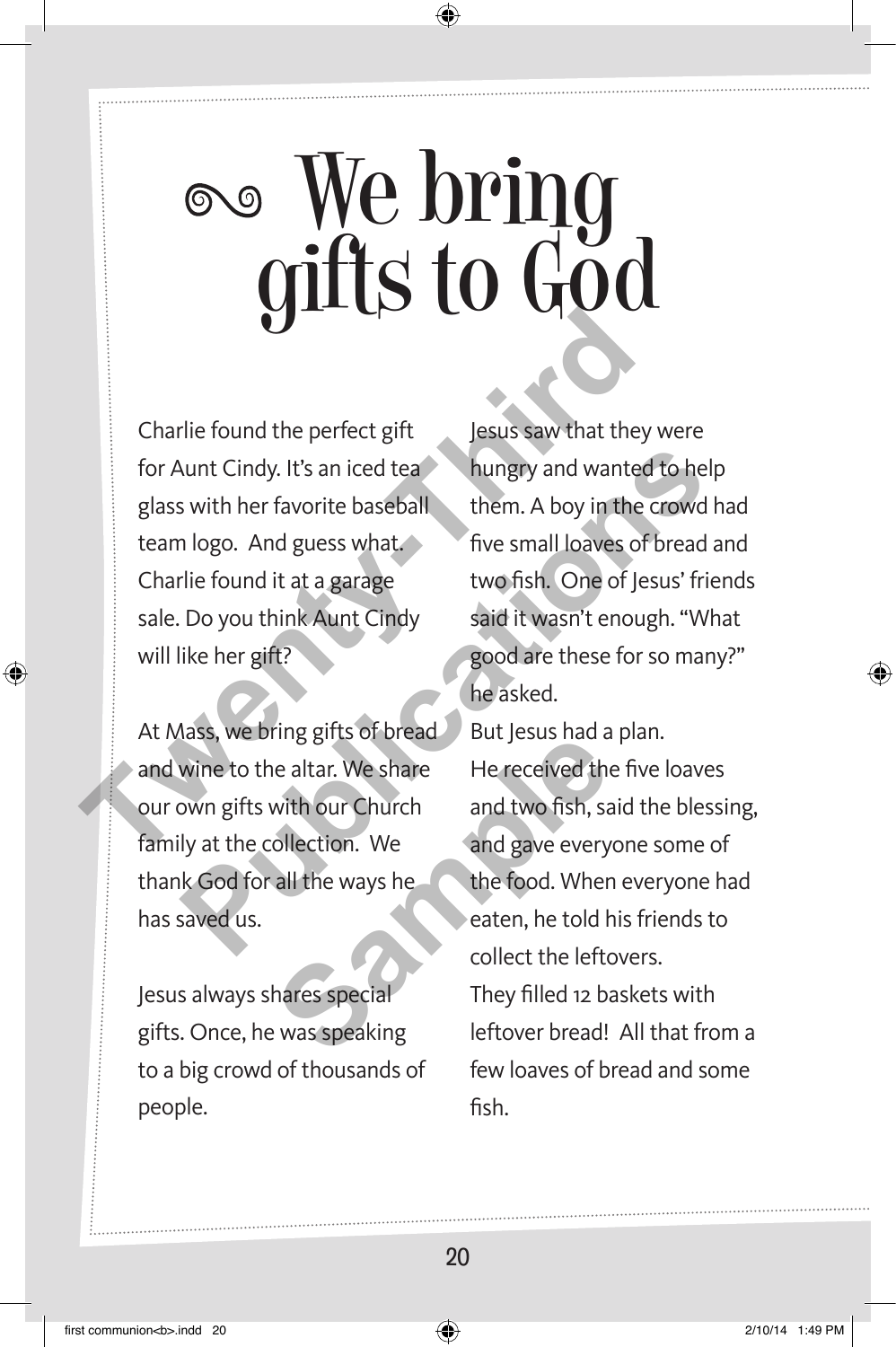# We bring gifts to God

Charlie found the perfect gift for Aunt Cindy. It's an iced tea glass with her favorite baseball team logo. And guess what. Charlie found it at a garage sale. Do you think Aunt Cindy will like her gift?

At Mass, we bring gifts of bread and wine to the altar. We share our own gifts with our Church family at the collection. We thank God for all the ways he has saved us.

Jesus always shares special gifts. Once, he was speaking to a big crowd of thousands of people.

Jesus saw that they were hungry and wanted to help them. A boy in the crowd had five small loaves of bread and two fish. One of Jesus' friends said it wasn't enough. "What good are these for so many?" he asked.

But Jesus had a plan. He received the five loaves and two fish, said the blessing, and gave everyone some of the food. When everyone had eaten, he told his friends to collect the leftovers. They filled 12 baskets with leftover bread! All that from a few loaves of bread and some fish.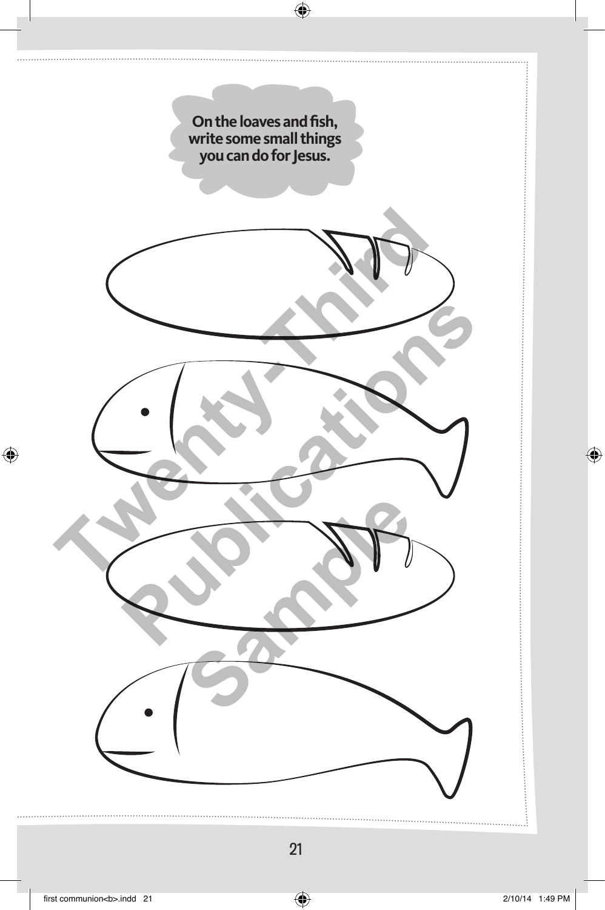On the loaves and fish, write some small things you can do for Jesus.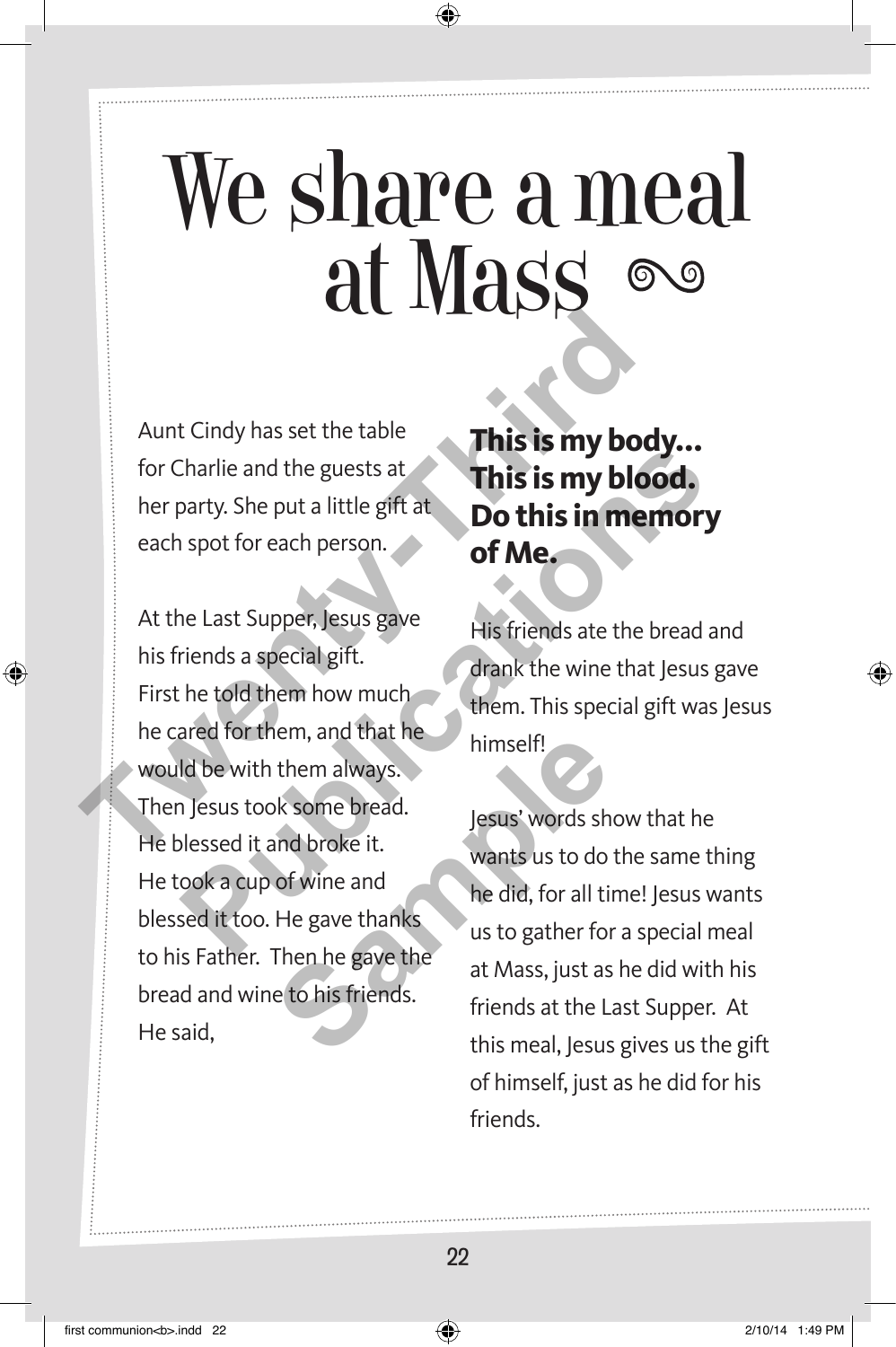# We share a meal at Mass

Aunt Cindy has set the table for Charlie and the guests at her party. She put a little gift at each spot for each person.

At the Last Supper, Jesus gave his friends a special gift. First he told them how much he cared for them, and that he would be with them always. Then Jesus took some bread. He blessed it and broke it. He took a cup of wine and blessed it too. He gave thanks to his Father. Then he gave the bread and wine to his friends. He said,

**This is my body... This is my blood. Do this in memory of Me.**

His friends ate the bread and drank the wine that Jesus gave them. This special gift was Jesus himself!

Jesus' words show that he wants us to do the same thing he did, for all time! Jesus wants us to gather for a special meal at Mass, just as he did with his friends at the Last Supper. At this meal, Jesus gives us the gift of himself, just as he did for his friends.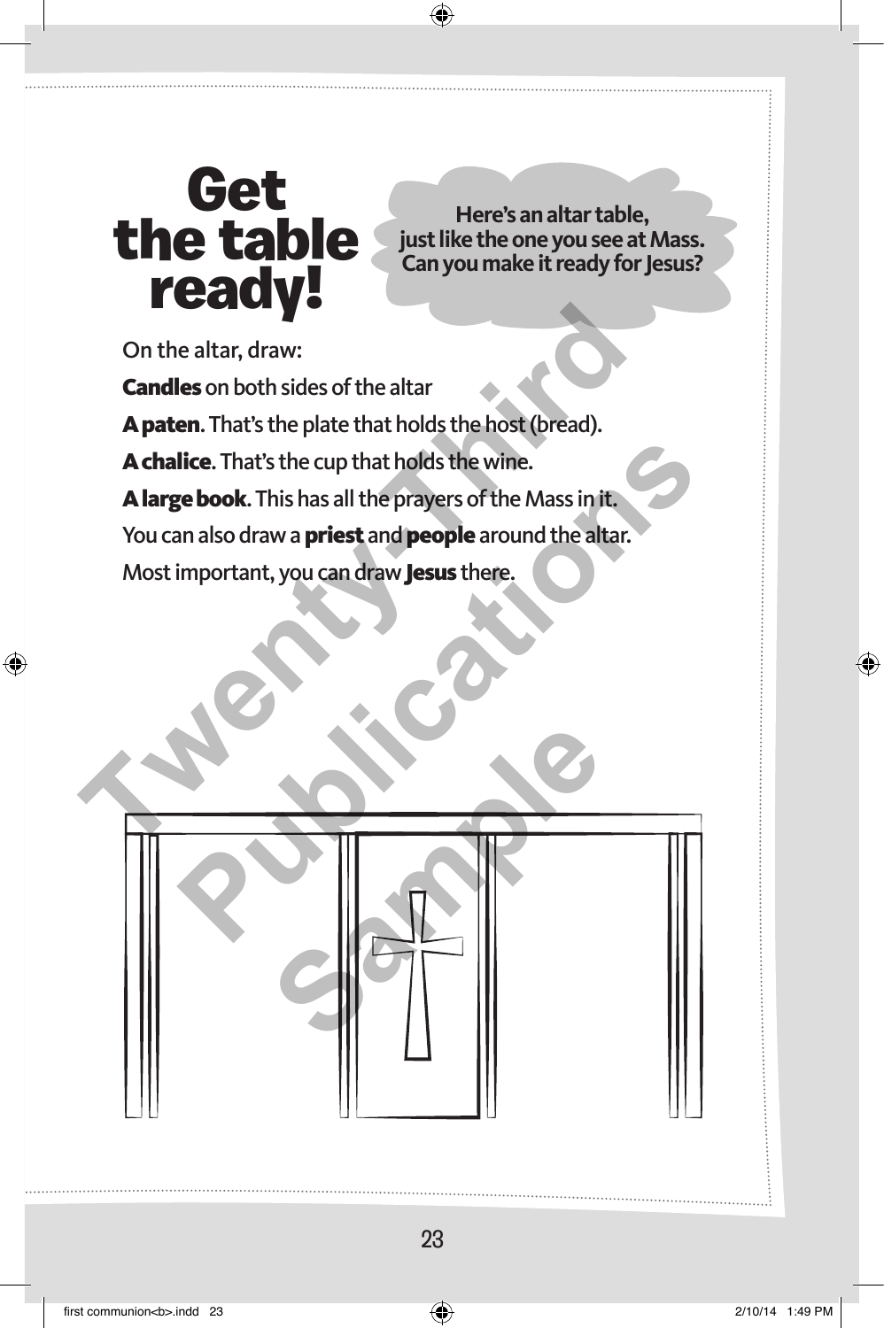# Get the table ready!

**Here's an altar table, just like the one you see at Mass. Can you make it ready for Jesus?**

On the altar, draw:

**Candles** on both sides of the altar

**A paten**. That's the plate that holds the host (bread).

**A chalice**. That's the cup that holds the wine.

**A large book**. This has all the prayers of the Mass in it.

You can also draw a **priest** and **people** around the altar.

Most important, you can draw **Jesus** there.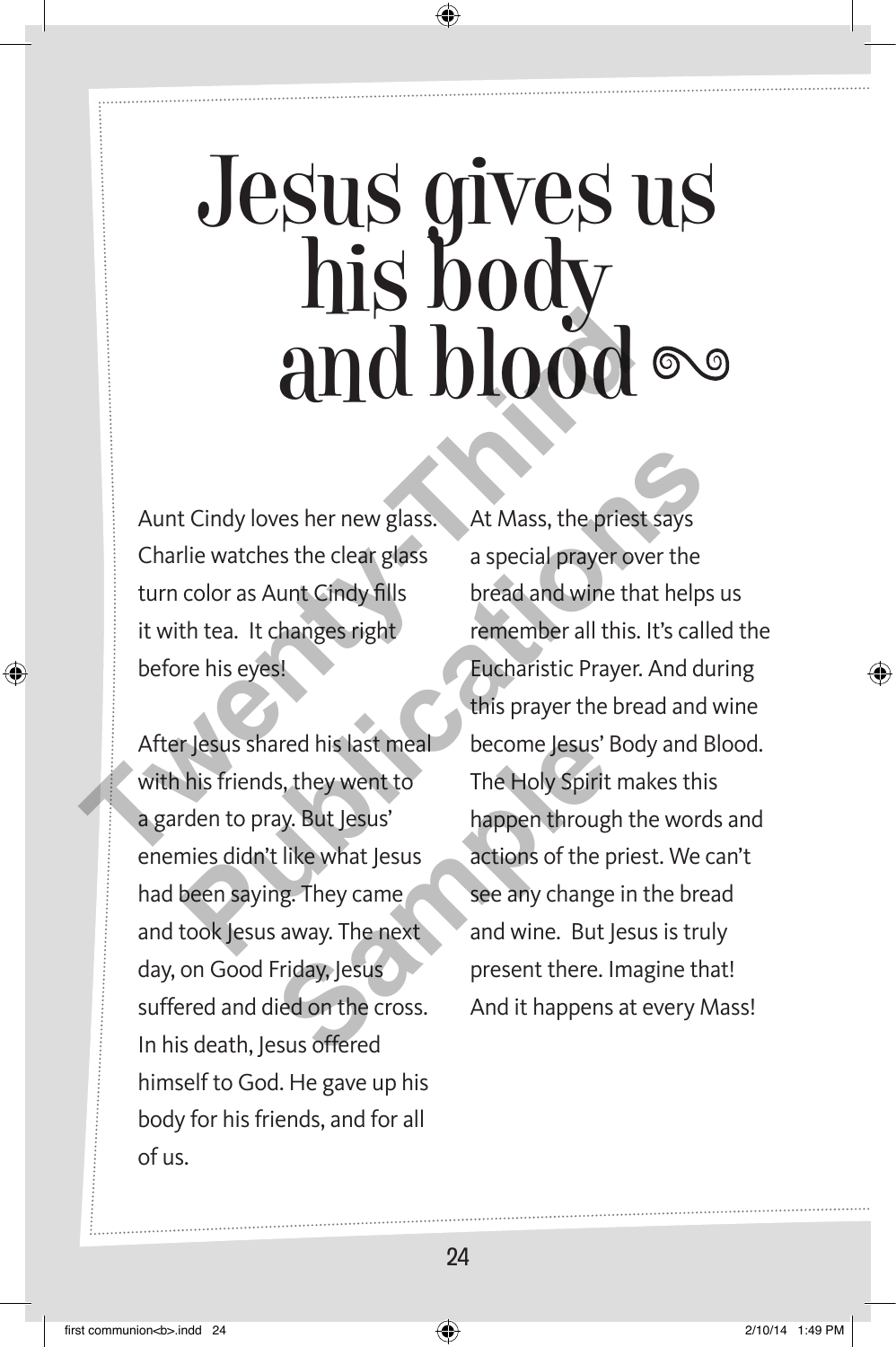# Jesus gives us his body and blood

Aunt Cindy loves her new glass. Charlie watches the clear glass turn color as Aunt Cindy fills it with tea. It changes right before his eyes!

After Jesus shared his last meal with his friends, they went to a garden to pray. But Jesus' enemies didn't like what Jesus had been saying. They came and took Jesus away. The next day, on Good Friday, Jesus suffered and died on the cross. In his death, Jesus offered himself to God. He gave up his body for his friends, and for all of us.

At Mass, the priest says a special prayer over the bread and wine that helps us remember all this. It's called the Eucharistic Prayer. And during this prayer the bread and wine become Jesus' Body and Blood. The Holy Spirit makes this happen through the words and actions of the priest. We can't see any change in the bread and wine. But Jesus is truly present there. Imagine that! And it happens at every Mass!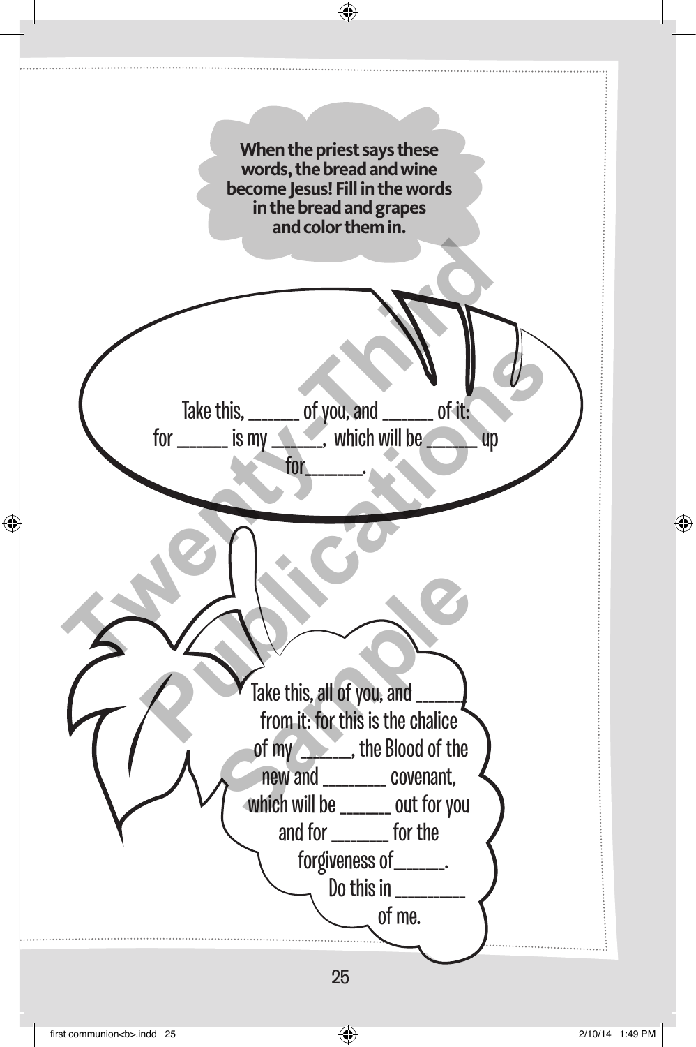**When the priest says these words, the bread and wine become Jesus! Fill in the words in the bread and grapes and color them in.**

Take this, ______ of you, and ______ of it:
for ______ is my ______, which will be ______ up
for______.

Take this, all of you, and ______
from it: for this is the chalice
of my ______, the Blood of the
new and _______ covenant,
which will be ______ out for you
and for ______ for the
forgiveness of______.
Do this in ________
of me.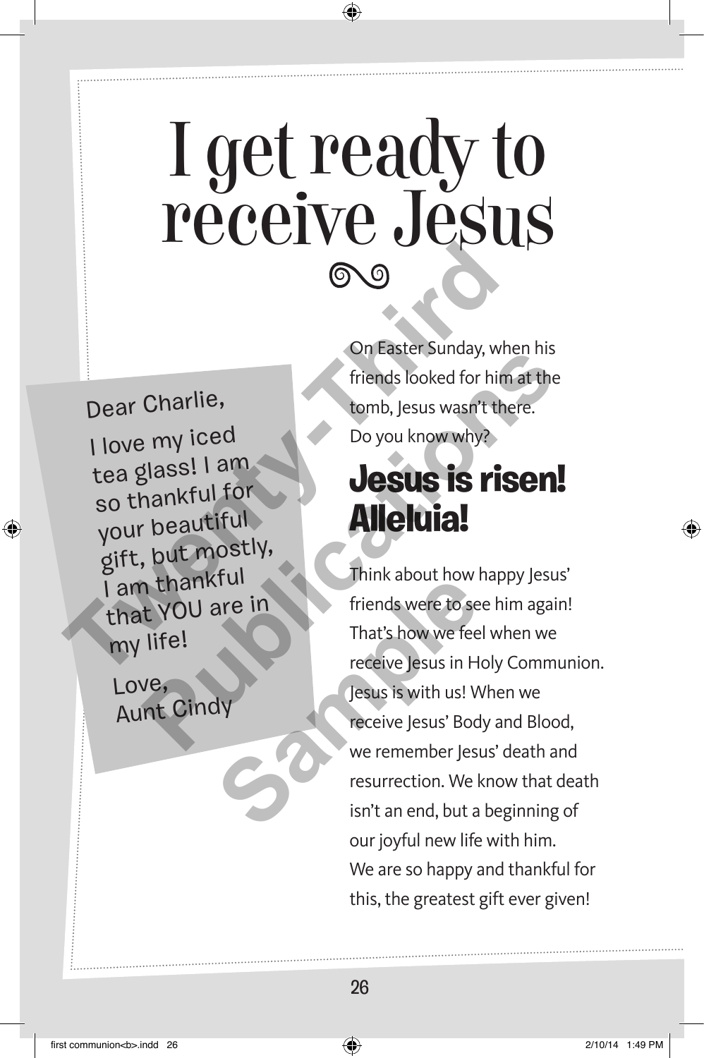# I get ready to receive Jesus

Dear Charlie,

I love my iced tea glass! I am so thankful for your beautiful gift, but mostly, I am thankful that YOU are in my life!

Love,
Aunt Cindy

On Easter Sunday, when his friends looked for him at the tomb, Jesus wasn't there. Do you know why?

## Jesus is risen! Alleluia!

Think about how happy Jesus' friends were to see him again! That's how we feel when we receive Jesus in Holy Communion. Jesus is with us! When we receive Jesus' Body and Blood, we remember Jesus' death and resurrection. We know that death isn't an end, but a beginning of our joyful new life with him. We are so happy and thankful for this, the greatest gift ever given!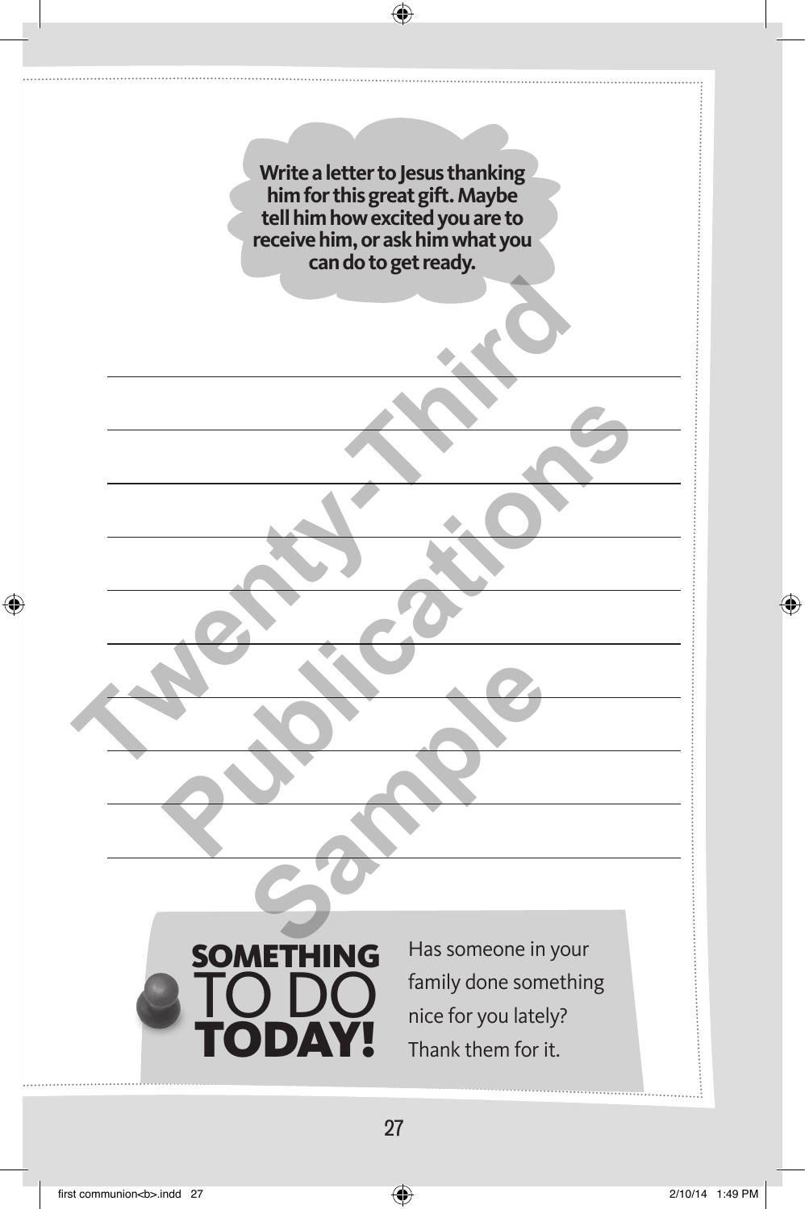**Write a letter to Jesus thanking him for this great gift. Maybe tell him how excited you are to receive him, or ask him what you can do to get ready.**

______________________________________________

______________________________________________

______________________________________________

______________________________________________

______________________________________________

______________________________________________

______________________________________________

______________________________________________

______________________________________________

## SOMETHING TO DO TODAY!

Has someone in your family done something nice for you lately? Thank them for it.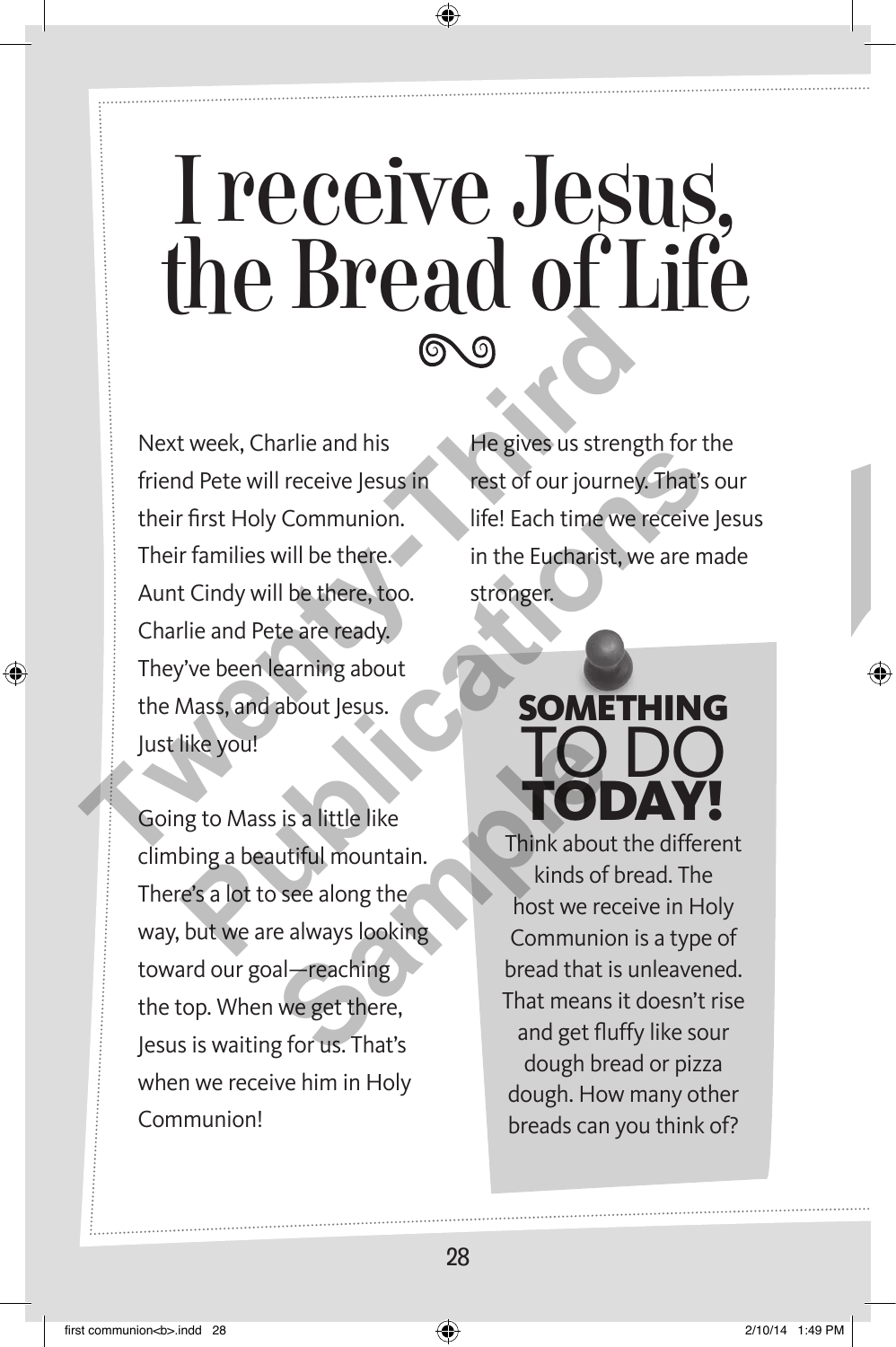# I receive Jesus, the Bread of Life

Next week, Charlie and his friend Pete will receive Jesus in their first Holy Communion. Their families will be there. Aunt Cindy will be there, too. Charlie and Pete are ready. They've been learning about the Mass, and about Jesus. Just like you!

Going to Mass is a little like climbing a beautiful mountain. There's a lot to see along the way, but we are always looking toward our goal—reaching the top. When we get there, Jesus is waiting for us. That's when we receive him in Holy Communion!

He gives us strength for the rest of our journey. That's our life! Each time we receive Jesus in the Eucharist, we are made stronger.

## SOMETHING TO DO TODAY!

Think about the different kinds of bread. The host we receive in Holy Communion is a type of bread that is unleavened. That means it doesn't rise and get fluffy like sour dough bread or pizza dough. How many other breads can you think of?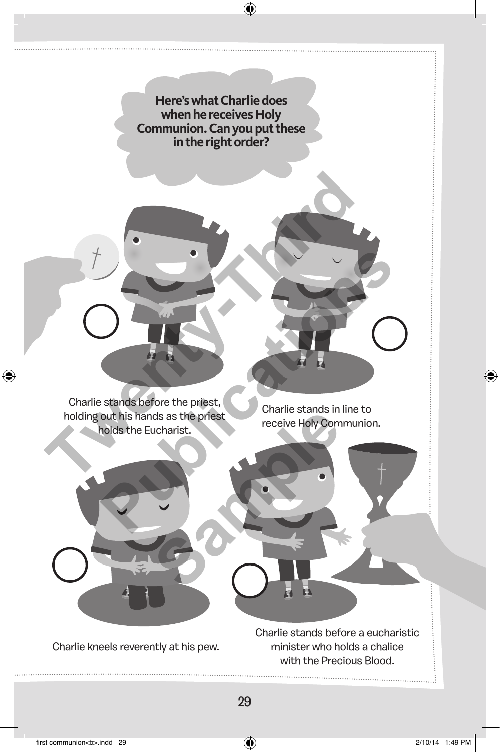**Here's what Charlie does when he receives Holy Communion. Can you put these in the right order?**

Charlie stands before the priest, holding out his hands as the priest holds the Eucharist.

Charlie stands in line to receive Holy Communion.

Charlie kneels reverently at his pew.

Charlie stands before a eucharistic minister who holds a chalice with the Precious Blood.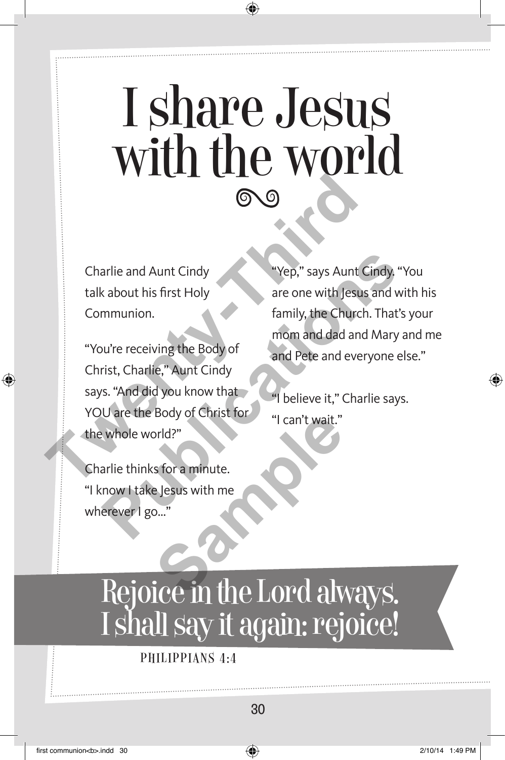# I share Jesus with the world

Charlie and Aunt Cindy talk about his first Holy Communion.

"You're receiving the Body of Christ, Charlie," Aunt Cindy says. "And did you know that YOU are the Body of Christ for the whole world?"

Charlie thinks for a minute. "I know I take Jesus with me wherever I go..."

"Yep," says Aunt Cindy. "You are one with Jesus and with his family, the Church. That's your mom and dad and Mary and me and Pete and everyone else."

"I believe it," Charlie says. "I can't wait."

## Rejoice in the Lord always. I shall say it again: rejoice!

PHILIPPIANS 4:4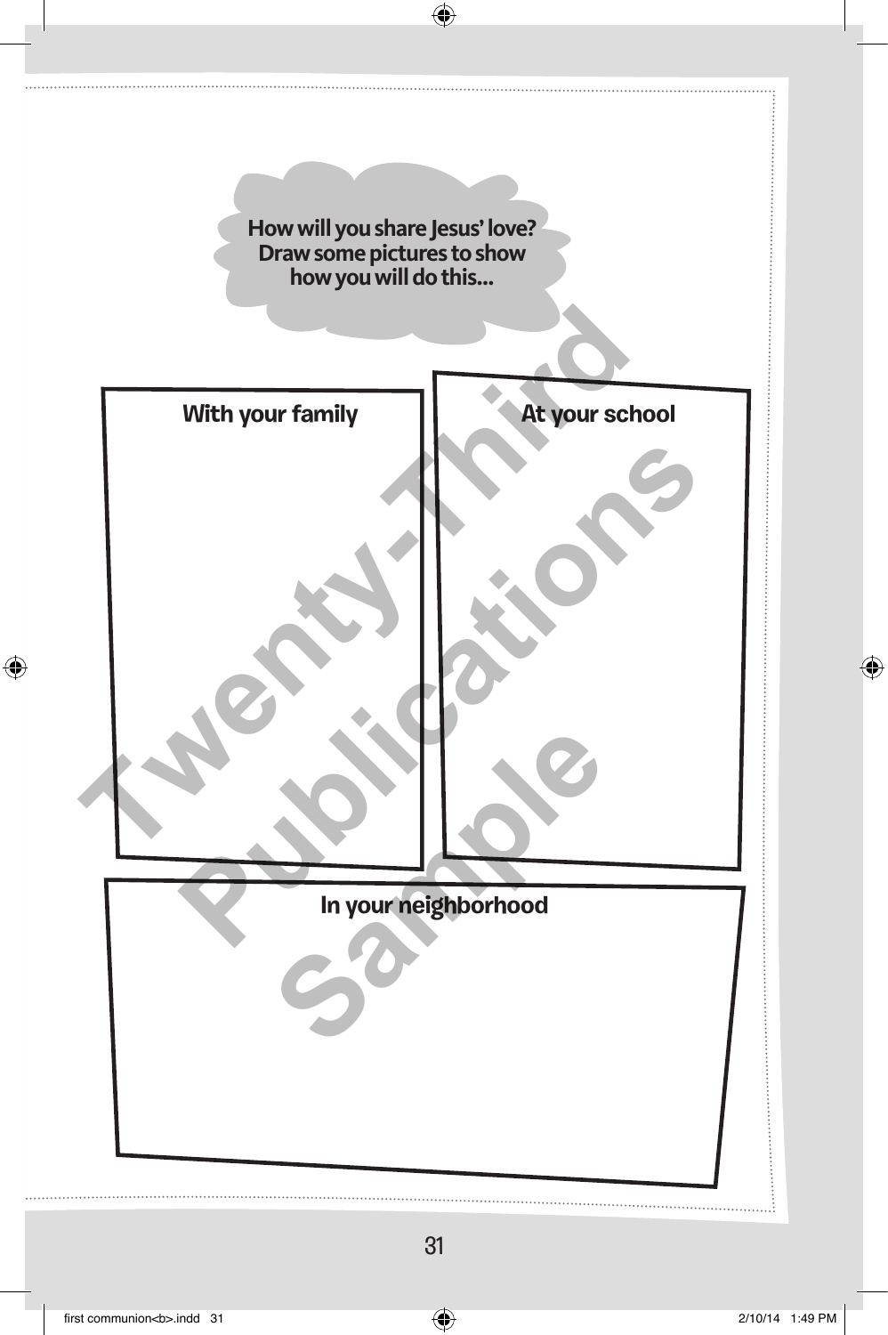**How will you share Jesus' love?
Draw some pictures to show
how you will do this...**

**With your family**

**At your school**

**In your neighborhood**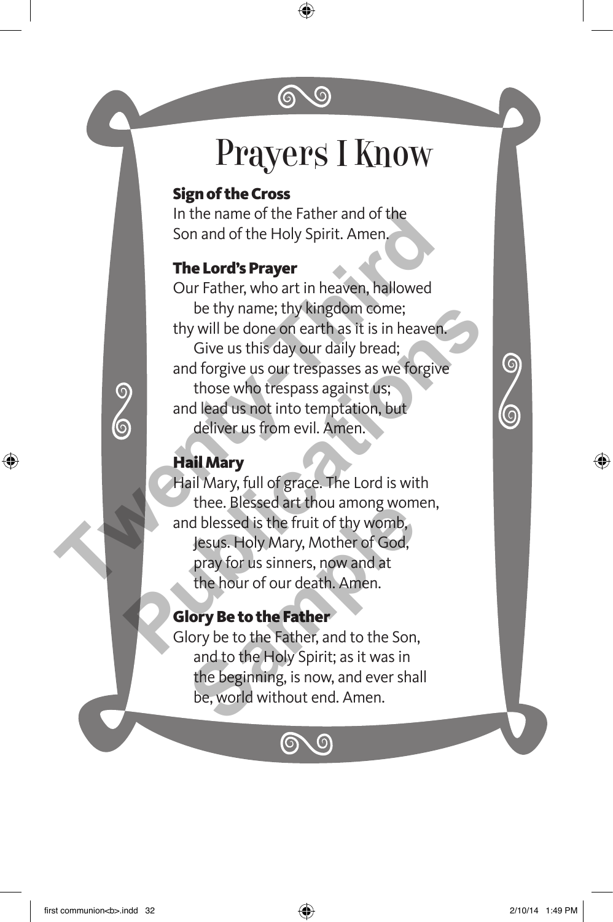# Prayers I Know

**Sign of the Cross**

In the name of the Father and of the Son and of the Holy Spirit. Amen.

**The Lord's Prayer**

Our Father, who art in heaven, hallowed be thy name; thy kingdom come; thy will be done on earth as it is in heaven. Give us this day our daily bread; and forgive us our trespasses as we forgive those who trespass against us; and lead us not into temptation, but deliver us from evil. Amen.

**Hail Mary**

Hail Mary, full of grace. The Lord is with thee. Blessed art thou among women, and blessed is the fruit of thy womb, Jesus. Holy Mary, Mother of God, pray for us sinners, now and at the hour of our death. Amen.

**Glory Be to the Father**

Glory be to the Father, and to the Son, and to the Holy Spirit; as it was in the beginning, is now, and ever shall be, world without end. Amen.